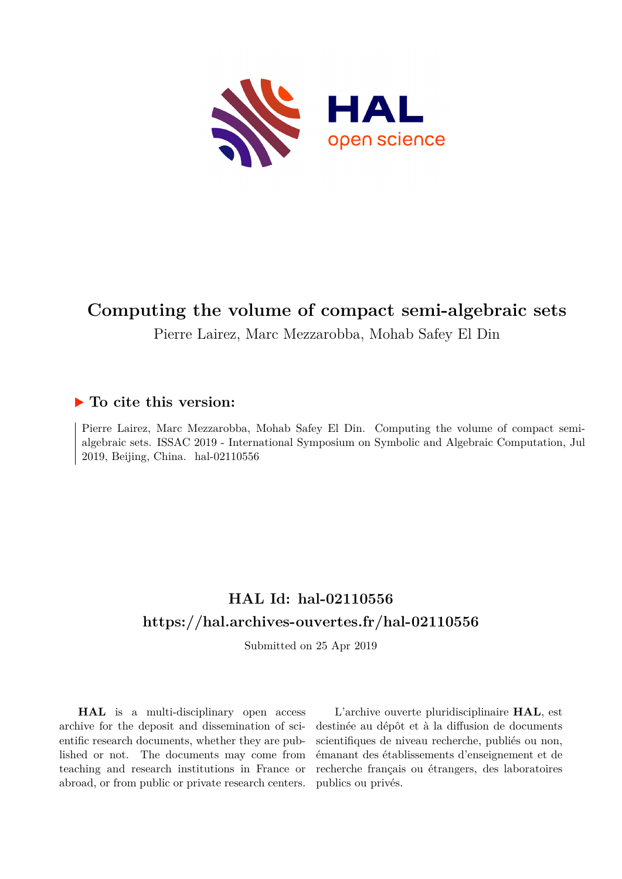# Computing the volume of compact semi-algebraic sets

Pierre Lairez, Marc Mezzarobba, Mohab Safey El Din

## ▶ To cite this version:

Pierre Lairez, Marc Mezzarobba, Mohab Safey El Din. Computing the volume of compact semi-algebraic sets. ISSAC 2019 - International Symposium on Symbolic and Algebraic Computation, Jul 2019, Beijing, China. hal-02110556

## HAL Id: hal-02110556

## https://hal.archives-ouvertes.fr/hal-02110556

Submitted on 25 Apr 2019

**HAL** is a multi-disciplinary open access archive for the deposit and dissemination of scientific research documents, whether they are published or not. The documents may come from teaching and research institutions in France or abroad, or from public or private research centers.

L'archive ouverte pluridisciplinaire **HAL**, est destinée au dépôt et à la diffusion de documents scientifiques de niveau recherche, publiés ou non, émanant des établissements d'enseignement et de recherche français ou étrangers, des laboratoires publics ou privés.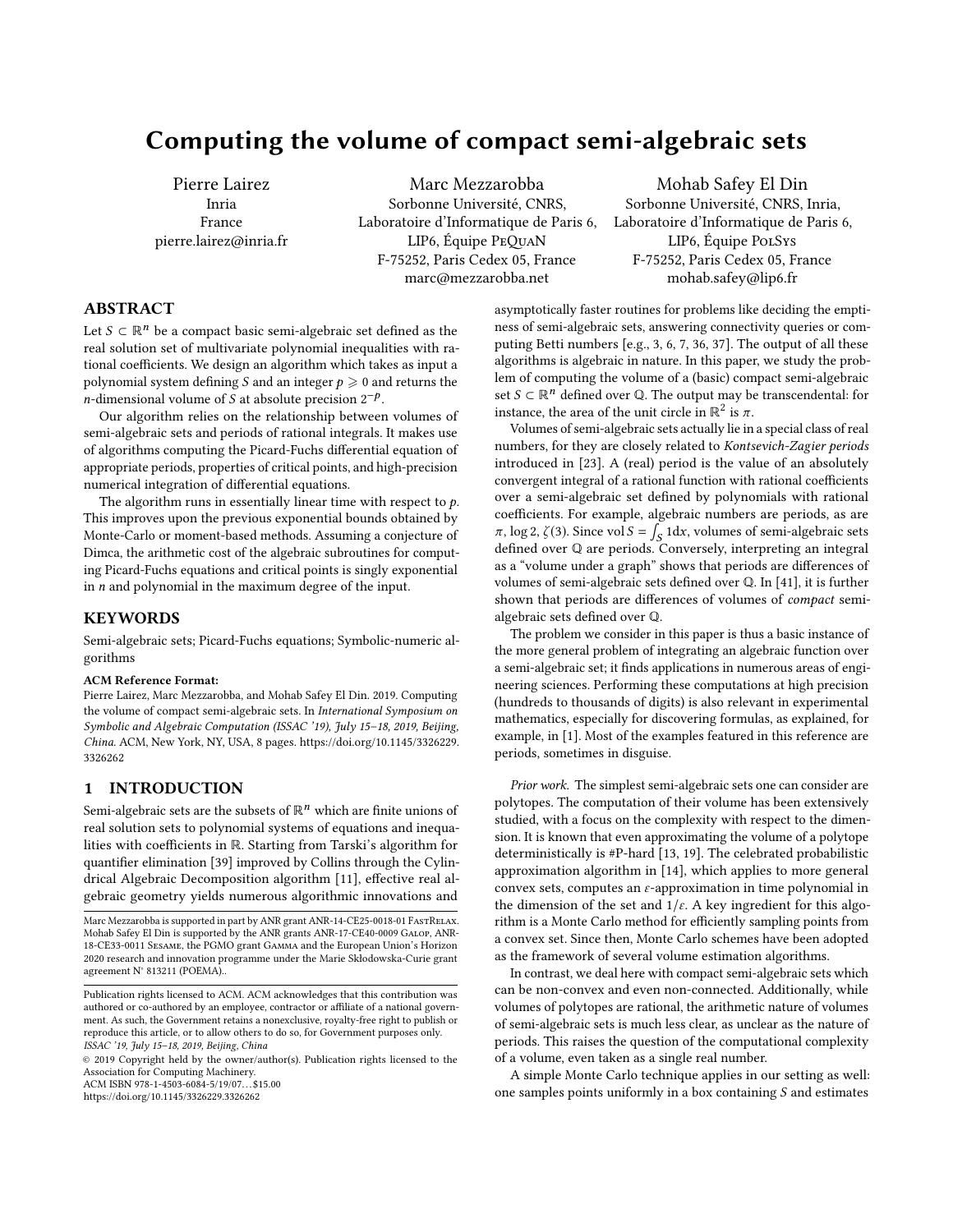# Computing the volume of compact semi-algebraic sets

Pierre Lairez
Inria
France
pierre.lairez@inria.fr

Marc Mezzarobba
Sorbonne Université, CNRS,
Laboratoire d'Informatique de Paris 6,
LIP6, Équipe PeQuaN
F-75252, Paris Cedex 05, France
marc@mezzarobba.net

Mohab Safey El Din
Sorbonne Université, CNRS, Inria,
Laboratoire d'Informatique de Paris 6,
LIP6, Équipe PolSys
F-75252, Paris Cedex 05, France
mohab.safey@lip6.fr

## ABSTRACT

Let $S \subset \mathbb{R}^n$ be a compact basic semi-algebraic set defined as the real solution set of multivariate polynomial inequalities with rational coefficients. We design an algorithm which takes as input a polynomial system defining $S$ and an integer $p \geqslant 0$ and returns the $n$-dimensional volume of $S$ at absolute precision $2^{-p}$.

Our algorithm relies on the relationship between volumes of semi-algebraic sets and periods of rational integrals. It makes use of algorithms computing the Picard-Fuchs differential equation of appropriate periods, properties of critical points, and high-precision numerical integration of differential equations.

The algorithm runs in essentially linear time with respect to $p$. This improves upon the previous exponential bounds obtained by Monte-Carlo or moment-based methods. Assuming a conjecture of Dimca, the arithmetic cost of the algebraic subroutines for computing Picard-Fuchs equations and critical points is singly exponential in $n$ and polynomial in the maximum degree of the input.

## KEYWORDS

Semi-algebraic sets; Picard-Fuchs equations; Symbolic-numeric algorithms

**ACM Reference Format:**
Pierre Lairez, Marc Mezzarobba, and Mohab Safey El Din. 2019. Computing the volume of compact semi-algebraic sets. In *International Symposium on Symbolic and Algebraic Computation (ISSAC '19), July 15–18, 2019, Beijing, China.* ACM, New York, NY, USA, 8 pages. https://doi.org/10.1145/3326229.3326262

## 1 INTRODUCTION

Semi-algebraic sets are the subsets of $\mathbb{R}^n$ which are finite unions of real solution sets to polynomial systems of equations and inequalities with coefficients in $\mathbb{R}$. Starting from Tarski's algorithm for quantifier elimination [39] improved by Collins through the Cylindrical Algebraic Decomposition algorithm [11], effective real algebraic geometry yields numerous algorithmic innovations and asymptotically faster routines for problems like deciding the emptiness of semi-algebraic sets, answering connectivity queries or computing Betti numbers [e.g., 3, 6, 7, 36, 37]. The output of all these algorithms is algebraic in nature. In this paper, we study the problem of computing the volume of a (basic) compact semi-algebraic set $S \subset \mathbb{R}^n$ defined over $\mathbb{Q}$. The output may be transcendental: for instance, the area of the unit circle in $\mathbb{R}^2$ is $\pi$.

Volumes of semi-algebraic sets actually lie in a special class of real numbers, for they are closely related to *Kontsevich-Zagier periods* introduced in [23]. A (real) period is the value of an absolutely convergent integral of a rational function with rational coefficients over a semi-algebraic set defined by polynomials with rational coefficients. For example, algebraic numbers are periods, as are $\pi$, $\log 2$, $\zeta(3)$. Since $\operatorname{vol} S = \int_S 1\mathrm{d}x$, volumes of semi-algebraic sets defined over $\mathbb{Q}$ are periods. Conversely, interpreting an integral as a "volume under a graph" shows that periods are differences of volumes of semi-algebraic sets defined over $\mathbb{Q}$. In [41], it is further shown that periods are differences of volumes of *compact* semi-algebraic sets defined over $\mathbb{Q}$.

The problem we consider in this paper is thus a basic instance of the more general problem of integrating an algebraic function over a semi-algebraic set; it finds applications in numerous areas of engineering sciences. Performing these computations at high precision (hundreds to thousands of digits) is also relevant in experimental mathematics, especially for discovering formulas, as explained, for example, in [1]. Most of the examples featured in this reference are periods, sometimes in disguise.

*Prior work.* The simplest semi-algebraic sets one can consider are polytopes. The computation of their volume has been extensively studied, with a focus on the complexity with respect to the dimension. It is known that even approximating the volume of a polytope deterministically is #P-hard [13, 19]. The celebrated probabilistic approximation algorithm in [14], which applies to more general convex sets, computes an $\varepsilon$-approximation in time polynomial in the dimension of the set and $1/\varepsilon$. A key ingredient for this algorithm is a Monte Carlo method for efficiently sampling points from a convex set. Since then, Monte Carlo schemes have been adopted as the framework of several volume estimation algorithms.

In contrast, we deal here with compact semi-algebraic sets which can be non-convex and even non-connected. Additionally, while volumes of polytopes are rational, the arithmetic nature of volumes of semi-algebraic sets is much less clear, as unclear as the nature of periods. This raises the question of the computational complexity of a volume, even taken as a single real number.

A simple Monte Carlo technique applies in our setting as well: one samples points uniformly in a box containing $S$ and estimates

---

Marc Mezzarobba is supported in part by ANR grant ANR-14-CE25-0018-01 FastRelax. Mohab Safey El Din is supported by the ANR grants ANR-17-CE40-0009 Galop, ANR-18-CE33-0011 Sesame, the PGMO grant Gamma and the European Union's Horizon 2020 research and innovation programme under the Marie Skłodowska-Curie grant agreement N° 813211 (POEMA)..

Publication rights licensed to ACM. ACM acknowledges that this contribution was authored or co-authored by an employee, contractor or affiliate of a national government. As such, the Government retains a nonexclusive, royalty-free right to publish or reproduce this article, or to allow others to do so, for Government purposes only.
*ISSAC '19, July 15–18, 2019, Beijing, China*
© 2019 Copyright held by the owner/author(s). Publication rights licensed to the Association for Computing Machinery.
ACM ISBN 978-1-4503-6084-5/19/07…$15.00
https://doi.org/10.1145/3326229.3326262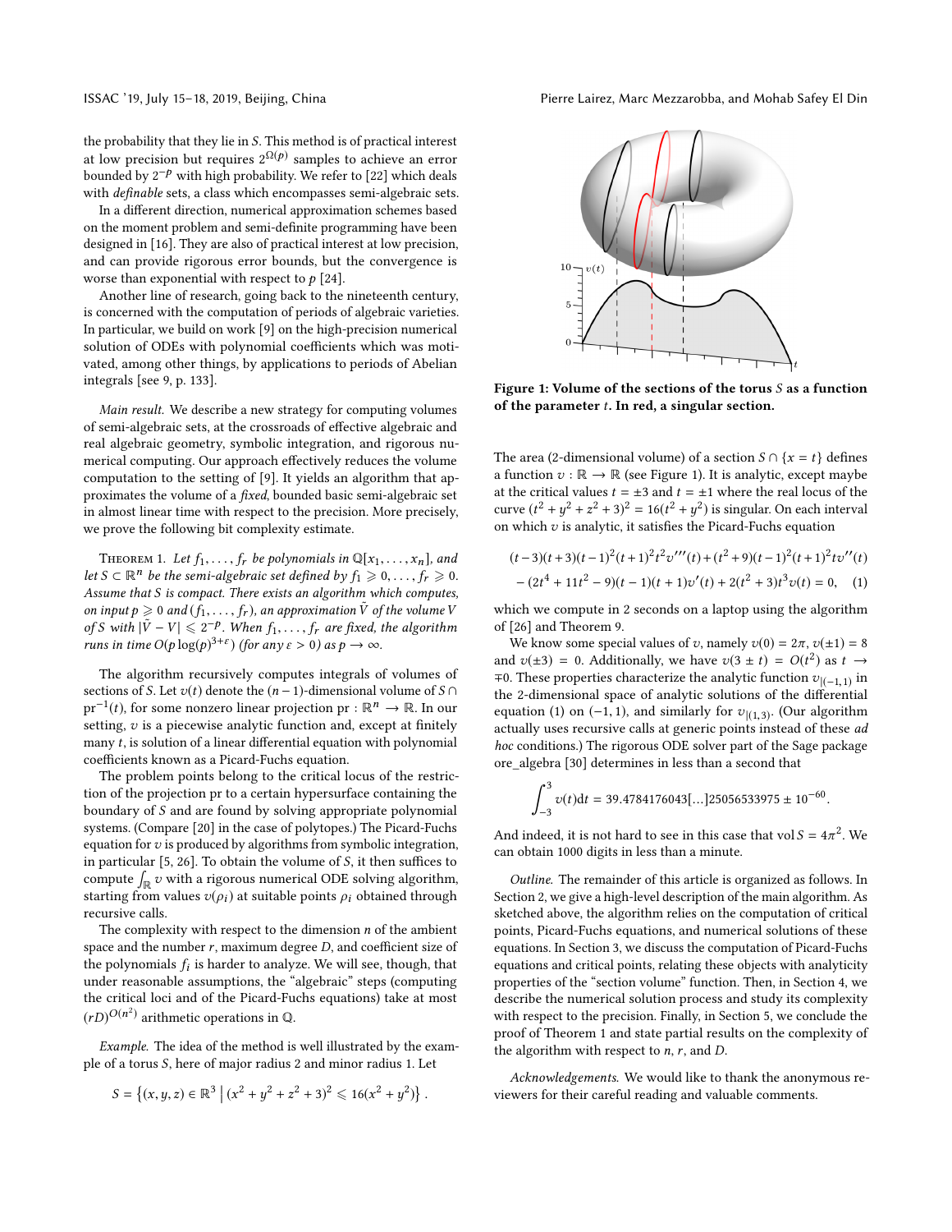the probability that they lie in $S$. This method is of practical interest at low precision but requires $2^{\Omega(p)}$ samples to achieve an error bounded by $2^{-p}$ with high probability. We refer to [22] which deals with *definable* sets, a class which encompasses semi-algebraic sets.

In a different direction, numerical approximation schemes based on the moment problem and semi-definite programming have been designed in [16]. They are also of practical interest at low precision, and can provide rigorous error bounds, but the convergence is worse than exponential with respect to $p$ [24].

Another line of research, going back to the nineteenth century, is concerned with the computation of periods of algebraic varieties. In particular, we build on work [9] on the high-precision numerical solution of ODEs with polynomial coefficients which was motivated, among other things, by applications to periods of Abelian integrals [see 9, p. 133].

*Main result.* We describe a new strategy for computing volumes of semi-algebraic sets, at the crossroads of effective algebraic and real algebraic geometry, symbolic integration, and rigorous numerical computing. Our approach effectively reduces the volume computation to the setting of [9]. It yields an algorithm that approximates the volume of a *fixed*, bounded basic semi-algebraic set in almost linear time with respect to the precision. More precisely, we prove the following bit complexity estimate.

Theorem 1. *Let $f_1, \dots, f_r$ be polynomials in $\mathbb{Q}[x_1, \dots, x_n]$, and let $S \subset \mathbb{R}^n$ be the semi-algebraic set defined by $f_1 \geqslant 0, \dots, f_r \geqslant 0$. Assume that $S$ is compact. There exists an algorithm which computes, on input $p \geqslant 0$ and $(f_1, \dots, f_r)$, an approximation $\tilde V$ of the volume $V$ of $S$ with $|\tilde V - V| \leqslant 2^{-p}$. When $f_1, \dots, f_r$ are fixed, the algorithm runs in time $O(p \log(p)^{3+\varepsilon})$ (for any $\varepsilon > 0$) as $p \to \infty$.*

The algorithm recursively computes integrals of volumes of sections of $S$. Let $v(t)$ denote the $(n-1)$-dimensional volume of $S \cap \mathrm{pr}^{-1}(t)$, for some nonzero linear projection $\mathrm{pr} : \mathbb{R}^n \to \mathbb{R}$. In our setting, $v$ is a piecewise analytic function and, except at finitely many $t$, is solution of a linear differential equation with polynomial coefficients known as a Picard-Fuchs equation.

The problem points belong to the critical locus of the restriction of the projection pr to a certain hypersurface containing the boundary of $S$ and are found by solving appropriate polynomial systems. (Compare [20] in the case of polytopes.) The Picard-Fuchs equation for $v$ is produced by algorithms from symbolic integration, in particular [5, 26]. To obtain the volume of $S$, it then suffices to compute $\int_{\mathbb{R}} v$ with a rigorous numerical ODE solving algorithm, starting from values $v(\rho_i)$ at suitable points $\rho_i$ obtained through recursive calls.

The complexity with respect to the dimension $n$ of the ambient space and the number $r$, maximum degree $D$, and coefficient size of the polynomials $f_i$ is harder to analyze. We will see, though, that under reasonable assumptions, the "algebraic" steps (computing the critical loci and of the Picard-Fuchs equations) take at most $(rD)^{O(n^2)}$ arithmetic operations in $\mathbb{Q}$.

*Example.* The idea of the method is well illustrated by the example of a torus $S$, here of major radius 2 and minor radius 1. Let

$$S = \left\{(x, y, z) \in \mathbb{R}^3 \;\middle|\; (x^2 + y^2 + z^2 + 3)^2 \leqslant 16(x^2 + y^2)\right\}.$$

**Figure 1: Volume of the sections of the torus $S$ as a function of the parameter $t$. In red, a singular section.**

The area (2-dimensional volume) of a section $S \cap \{x = t\}$ defines a function $v : \mathbb{R} \to \mathbb{R}$ (see Figure 1). It is analytic, except maybe at the critical values $t = \pm 3$ and $t = \pm 1$ where the real locus of the curve $(t^2 + y^2 + z^2 + 3)^2 = 16(t^2 + y^2)$ is singular. On each interval on which $v$ is analytic, it satisfies the Picard-Fuchs equation

$$(t-3)(t+3)(t-1)^2(t+1)^2t^2v'''(t) + (t^2+9)(t-1)^2(t+1)^2tv''(t) \\ - (2t^4 + 11t^2 - 9)(t-1)(t+1)v'(t) + 2(t^2+3)t^3v(t) = 0, \quad (1)$$

which we compute in 2 seconds on a laptop using the algorithm of [26] and Theorem 9.

We know some special values of $v$, namely $v(0) = 2\pi$, $v(\pm1) = 8$ and $v(\pm3) = 0$. Additionally, we have $v(3 \pm t) = O(t^2)$ as $t \to \mp 0$. These properties characterize the analytic function $v_{|(-1,1)}$ in the 2-dimensional space of analytic solutions of the differential equation (1) on $(-1, 1)$, and similarly for $v_{|(1,3)}$. (Our algorithm actually uses recursive calls at generic points instead of these *ad hoc* conditions.) The rigorous ODE solver part of the Sage package ore_algebra [30] determines in less than a second that

$$\int_{-3}^{3} v(t)\mathrm{d}t = 39.4784176043[\dots]25056533975 \pm 10^{-60}.$$

And indeed, it is not hard to see in this case that $\operatorname{vol} S = 4\pi^2$. We can obtain 1000 digits in less than a minute.

*Outline.* The remainder of this article is organized as follows. In Section 2, we give a high-level description of the main algorithm. As sketched above, the algorithm relies on the computation of critical points, Picard-Fuchs equations, and numerical solutions of these equations. In Section 3, we discuss the computation of Picard-Fuchs equations and critical points, relating these objects with analyticity properties of the "section volume" function. Then, in Section 4, we describe the numerical solution process and study its complexity with respect to the precision. Finally, in Section 5, we conclude the proof of Theorem 1 and state partial results on the complexity of the algorithm with respect to $n$, $r$, and $D$.

*Acknowledgements.* We would like to thank the anonymous reviewers for their careful reading and valuable comments.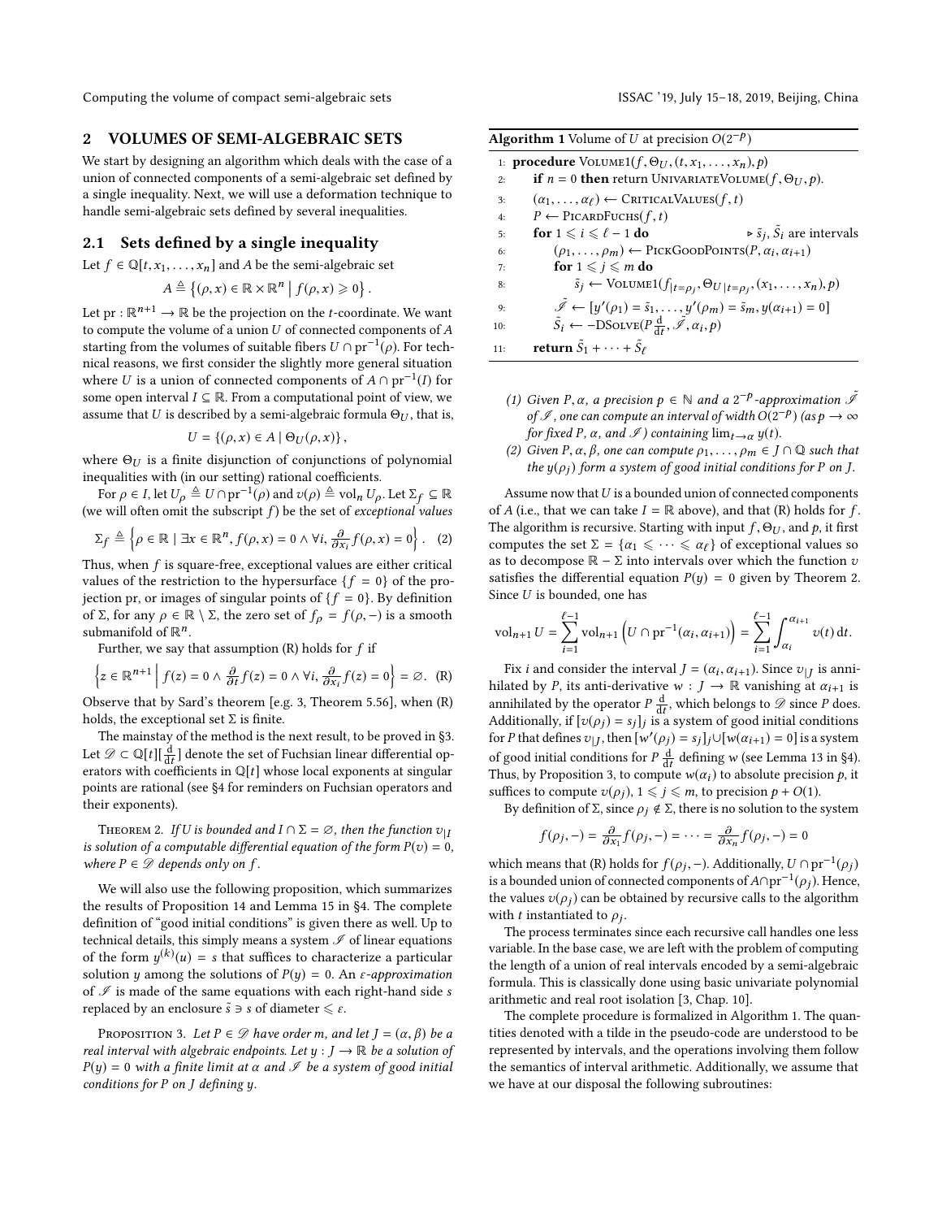## 2 VOLUMES OF SEMI-ALGEBRAIC SETS

We start by designing an algorithm which deals with the case of a union of connected components of a semi-algebraic set defined by a single inequality. Next, we will use a deformation technique to handle semi-algebraic sets defined by several inequalities.

### 2.1 Sets defined by a single inequality

Let $f \in \mathbb{Q}[t, x_1, \ldots, x_n]$ and $A$ be the semi-algebraic set

$$A \triangleq \left\{ (\rho, x) \in \mathbb{R} \times \mathbb{R}^n \;\middle|\; f(\rho, x) \geqslant 0 \right\}.$$

Let $\mathrm{pr} : \mathbb{R}^{n+1} \to \mathbb{R}$ be the projection on the $t$-coordinate. We want to compute the volume of a union $U$ of connected components of $A$ starting from the volumes of suitable fibers $U \cap \mathrm{pr}^{-1}(\rho)$. For technical reasons, we first consider the slightly more general situation where $U$ is a union of connected components of $A \cap \mathrm{pr}^{-1}(I)$ for some open interval $I \subseteq \mathbb{R}$. From a computational point of view, we assume that $U$ is described by a semi-algebraic formula $\Theta_U$, that is,

$$U = \{(\rho, x) \in A \mid \Theta_U(\rho, x)\},$$

where $\Theta_U$ is a finite disjunction of conjunctions of polynomial inequalities with (in our setting) rational coefficients.

For $\rho \in I$, let $U_\rho \triangleq U \cap \mathrm{pr}^{-1}(\rho)$ and $v(\rho) \triangleq \mathrm{vol}_n U_\rho$. Let $\Sigma_f \subseteq \mathbb{R}$ (we will often omit the subscript $f$) be the set of *exceptional values*

$$\Sigma_f \triangleq \left\{ \rho \in \mathbb{R} \;\middle|\; \exists x \in \mathbb{R}^n, f(\rho, x) = 0 \wedge \forall i, \frac{\partial}{\partial x_i} f(\rho, x) = 0 \right\}. \quad (2)$$

Thus, when $f$ is square-free, exceptional values are either critical values of the restriction to the hypersurface $\{f = 0\}$ of the projection pr, or images of singular points of $\{f = 0\}$. By definition of $\Sigma$, for any $\rho \in \mathbb{R} \setminus \Sigma$, the zero set of $f_\rho = f(\rho, -)$ is a smooth submanifold of $\mathbb{R}^n$.

Further, we say that assumption (R) holds for $f$ if

$$\left\{ z \in \mathbb{R}^{n+1} \;\middle|\; f(z) = 0 \wedge \frac{\partial}{\partial t} f(z) = 0 \wedge \forall i, \frac{\partial}{\partial x_i} f(z) = 0 \right\} = \varnothing. \quad \text{(R)}$$

Observe that by Sard's theorem [e.g. 3, Theorem 5.56], when (R) holds, the exceptional set $\Sigma$ is finite.

The mainstay of the method is the next result, to be proved in §3. Let $\mathscr{D} \subset \mathbb{Q}[t][\frac{\mathrm{d}}{\mathrm{d}t}]$ denote the set of Fuchsian linear differential operators with coefficients in $\mathbb{Q}[t]$ whose local exponents at singular points are rational (see §4 for reminders on Fuchsian operators and their exponents).

Theorem 2. *If $U$ is bounded and $I \cap \Sigma = \varnothing$, then the function $v_{|I}$ is solution of a computable differential equation of the form $P(v) = 0$, where $P \in \mathscr{D}$ depends only on $f$.*

We will also use the following proposition, which summarizes the results of Proposition 14 and Lemma 15 in §4. The complete definition of "good initial conditions" is given there as well. Up to technical details, this simply means a system $\mathscr{I}$ of linear equations of the form $y^{(k)}(u) = s$ that suffices to characterize a particular solution $y$ among the solutions of $P(y) = 0$. An *$\varepsilon$-approximation* of $\mathscr{I}$ is made of the same equations with each right-hand side $s$ replaced by an enclosure $\tilde{s} \ni s$ of diameter $\leqslant \varepsilon$.

Proposition 3. *Let $P \in \mathscr{D}$ have order $m$, and let $J = (\alpha, \beta)$ be a real interval with algebraic endpoints. Let $y : J \to \mathbb{R}$ be a solution of $P(y) = 0$ with a finite limit at $\alpha$ and $\mathscr{I}$ be a system of good initial conditions for $P$ on $J$ defining $y$.*

(1) *Given $P, \alpha$, a precision $p \in \mathbb{N}$ and a $2^{-p}$-approximation $\tilde{\mathscr{I}}$ of $\mathscr{I}$, one can compute an interval of width $O(2^{-p})$ (as $p \to \infty$ for fixed $P$, $\alpha$, and $\mathscr{I}$) containing $\lim_{t \to \alpha} y(t)$.*

(2) *Given $P, \alpha, \beta$, one can compute $\rho_1, \ldots, \rho_m \in J \cap \mathbb{Q}$ such that the $y(\rho_j)$ form a system of good initial conditions for $P$ on $J$.*

**Algorithm 1** Volume of $U$ at precision $O(2^{-p})$

```
1:  procedure Volume1(f, Θ_U, (t, x_1, ..., x_n), p)
2:      if n = 0 then return UnivariateVolume(f, Θ_U, p).
3:      (α_1, ..., α_ℓ) ← CriticalValues(f, t)
4:      P ← PicardFuchs(f, t)
5:      for 1 ⩽ i ⩽ ℓ − 1 do                          ▷ s̃_j, S̃_i are intervals
6:          (ρ_1, ..., ρ_m) ← PickGoodPoints(P, α_i, α_{i+1})
7:          for 1 ⩽ j ⩽ m do
8:              s̃_j ← Volume1(f_{|t=ρ_j}, Θ_{U|t=ρ_j}, (x_1, ..., x_n), p)
9:          Ĩ ← [y′(ρ_1) = s̃_1, ..., y′(ρ_m) = s̃_m, y(α_{i+1}) = 0]
10:         S̃_i ← −DSolve(P d/dt, Ĩ, α_i, p)
11:     return S̃_1 + ··· + S̃_ℓ
```

Assume now that $U$ is a bounded union of connected components of $A$ (i.e., that we can take $I = \mathbb{R}$ above), and that (R) holds for $f$. The algorithm is recursive. Starting with input $f, \Theta_U$, and $p$, it first computes the set $\Sigma = \{\alpha_1 \leqslant \cdots \leqslant \alpha_\ell\}$ of exceptional values so as to decompose $\mathbb{R} - \Sigma$ into intervals over which the function $v$ satisfies the differential equation $P(y) = 0$ given by Theorem 2. Since $U$ is bounded, one has

$$\mathrm{vol}_{n+1} U = \sum_{i=1}^{\ell-1} \mathrm{vol}_{n+1} \left( U \cap \mathrm{pr}^{-1}(\alpha_i, \alpha_{i+1}) \right) = \sum_{i=1}^{\ell-1} \int_{\alpha_i}^{\alpha_{i+1}} v(t)\, \mathrm{d}t.$$

Fix $i$ and consider the interval $J = (\alpha_i, \alpha_{i+1})$. Since $v_{|J}$ is annihilated by $P$, its anti-derivative $w : J \to \mathbb{R}$ vanishing at $\alpha_{i+1}$ is annihilated by the operator $P \frac{\mathrm{d}}{\mathrm{d}t}$, which belongs to $\mathscr{D}$ since $P$ does. Additionally, if $[v(\rho_j) = s_j]_j$ is a system of good initial conditions for $P$ that defines $v_{|J}$, then $[w'(\rho_j) = s_j]_j \cup [w(\alpha_{i+1}) = 0]$ is a system of good initial conditions for $P \frac{\mathrm{d}}{\mathrm{d}t}$ defining $w$ (see Lemma 13 in §4). Thus, by Proposition 3, to compute $w(\alpha_i)$ to absolute precision $p$, it suffices to compute $v(\rho_j)$, $1 \leqslant j \leqslant m$, to precision $p + O(1)$.

By definition of $\Sigma$, since $\rho_j \notin \Sigma$, there is no solution to the system

$$f(\rho_j, -) = \frac{\partial}{\partial x_1} f(\rho_j, -) = \cdots = \frac{\partial}{\partial x_n} f(\rho_j, -) = 0$$

which means that (R) holds for $f(\rho_j, -)$. Additionally, $U \cap \mathrm{pr}^{-1}(\rho_j)$ is a bounded union of connected components of $A \cap \mathrm{pr}^{-1}(\rho_j)$. Hence, the values $v(\rho_j)$ can be obtained by recursive calls to the algorithm with $t$ instantiated to $\rho_j$.

The process terminates since each recursive call handles one less variable. In the base case, we are left with the problem of computing the length of a union of real intervals encoded by a semi-algebraic formula. This is classically done using basic univariate polynomial arithmetic and real root isolation [3, Chap. 10].

The complete procedure is formalized in Algorithm 1. The quantities denoted with a tilde in the pseudo-code are understood to be represented by intervals, and the operations involving them follow the semantics of interval arithmetic. Additionally, we assume that we have at our disposal the following subroutines: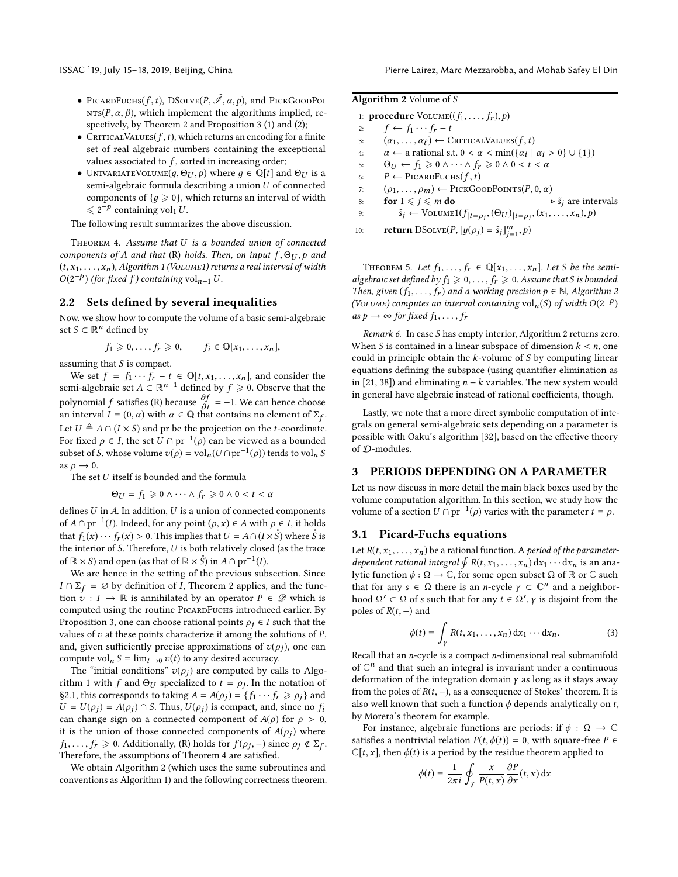- PicardFuchs($f, t$), DSolve($P, \tilde{\mathscr{I}}, \alpha, p$), and PickGoodPoints($P, \alpha, \beta$), which implement the algorithms implied, respectively, by Theorem 2 and Proposition 3 (1) and (2);
- CriticalValues($f, t$), which returns an encoding for a finite set of real algebraic numbers containing the exceptional values associated to $f$, sorted in increasing order;
- UnivariateVolume($g, \Theta_U, p$) where $g \in \mathbb{Q}[t]$ and $\Theta_U$ is a semi-algebraic formula describing a union $U$ of connected components of $\{g \geqslant 0\}$, which returns an interval of width $\leqslant 2^{-p}$ containing $\mathrm{vol}_1 U$.

The following result summarizes the above discussion.

Theorem 4. *Assume that $U$ is a bounded union of connected components of $A$ and that (R) holds. Then, on input $f, \Theta_U, p$ and $(t, x_1, \ldots, x_n)$, Algorithm 1 (Volume1) returns a real interval of width $O(2^{-p})$ (for fixed $f$) containing $\mathrm{vol}_{n+1} U$.*

## 2.2 Sets defined by several inequalities

Now, we show how to compute the volume of a basic semi-algebraic set $S \subset \mathbb{R}^n$ defined by

$$f_1 \geqslant 0, \ldots, f_r \geqslant 0, \qquad f_i \in \mathbb{Q}[x_1, \ldots, x_n],$$

assuming that $S$ is compact.

We set $f = f_1 \cdots f_r - t \in \mathbb{Q}[t, x_1, \ldots, x_n]$, and consider the semi-algebraic set $A \subset \mathbb{R}^{n+1}$ defined by $f \geqslant 0$. Observe that the polynomial $f$ satisfies (R) because $\frac{\partial f}{\partial t} = -1$. We can hence choose an interval $I = (0, \alpha)$ with $\alpha \in \mathbb{Q}$ that contains no element of $\Sigma_f$. Let $U \triangleq A \cap (I \times S)$ and pr be the projection on the $t$-coordinate. For fixed $\rho \in I$, the set $U \cap \mathrm{pr}^{-1}(\rho)$ can be viewed as a bounded subset of $S$, whose volume $v(\rho) = \mathrm{vol}_n(U \cap \mathrm{pr}^{-1}(\rho))$ tends to $\mathrm{vol}_n S$ as $\rho \to 0$.

The set $U$ itself is bounded and the formula

$$\Theta_U = f_1 \geqslant 0 \wedge \cdots \wedge f_r \geqslant 0 \wedge 0 < t < \alpha$$

defines $U$ in $A$. In addition, $U$ is a union of connected components of $A \cap \mathrm{pr}^{-1}(I)$. Indeed, for any point $(\rho, x) \in A$ with $\rho \in I$, it holds that $f_1(x) \cdots f_r(x) > 0$. This implies that $U = A \cap (I \times \mathring{S})$ where $\mathring{S}$ is the interior of $S$. Therefore, $U$ is both relatively closed (as the trace of $\mathbb{R} \times S$) and open (as that of $\mathbb{R} \times \mathring{S}$) in $A \cap \mathrm{pr}^{-1}(I)$.

We are hence in the setting of the previous subsection. Since $I \cap \Sigma_f = \varnothing$ by definition of $I$, Theorem 2 applies, and the function $v : I \to \mathbb{R}$ is annihilated by an operator $P \in \mathscr{D}$ which is computed using the routine PicardFuchs introduced earlier. By Proposition 3, one can choose rational points $\rho_j \in I$ such that the values of $v$ at these points characterize it among the solutions of $P$, and, given sufficiently precise approximations of $v(\rho_j)$, one can compute $\mathrm{vol}_n S = \lim_{t \to 0} v(t)$ to any desired accuracy.

The "initial conditions" $v(\rho_j)$ are computed by calls to Algorithm 1 with $f$ and $\Theta_U$ specialized to $t = \rho_j$. In the notation of §2.1, this corresponds to taking $A = A(\rho_j) = \{f_1 \cdots f_r \geqslant \rho_j\}$ and $U = U(\rho_j) = A(\rho_j) \cap S$. Thus, $U(\rho_j)$ is compact, and, since no $f_i$ can change sign on a connected component of $A(\rho)$ for $\rho > 0$, it is the union of those connected components of $A(\rho_j)$ where $f_1, \ldots, f_r \geqslant 0$. Additionally, (R) holds for $f(\rho_j, -)$ since $\rho_j \notin \Sigma_f$. Therefore, the assumptions of Theorem 4 are satisfied.

We obtain Algorithm 2 (which uses the same subroutines and conventions as Algorithm 1) and the following correctness theorem.

**Algorithm 2** Volume of $S$

```
1:  procedure Volume((f_1, ..., f_r), p)
2:      f ← f_1 ··· f_r − t
3:      (α_1, ..., α_ℓ) ← CriticalValues(f, t)
4:      α ← a rational s.t. 0 < α < min({α_i | α_i > 0} ∪ {1})
5:      Θ_U ← f_1 ⩾ 0 ∧ ··· ∧ f_r ⩾ 0 ∧ 0 < t < α
6:      P ← PicardFuchs(f, t)
7:      (ρ_1, ..., ρ_m) ← PickGoodPoints(P, 0, α)
8:      for 1 ⩽ j ⩽ m do                              ▷ s̃_j are intervals
9:          s̃_j ← Volume1(f_{|t=ρ_j}, (Θ_U)_{|t=ρ_j}, (x_1, ..., x_n), p)
10:     return DSolve(P, [y(ρ_j) = s̃_j]_{j=1}^m, p)
```

Theorem 5. *Let $f_1, \ldots, f_r \in \mathbb{Q}[x_1, \ldots, x_n]$. Let $S$ be the semi-algebraic set defined by $f_1 \geqslant 0, \ldots, f_r \geqslant 0$. Assume that $S$ is bounded. Then, given $(f_1, \ldots, f_r)$ and a working precision $p \in \mathbb{N}$, Algorithm 2 (Volume) computes an interval containing $\mathrm{vol}_n(S)$ of width $O(2^{-p})$ as $p \to \infty$ for fixed $f_1, \ldots, f_r$*

*Remark 6.* In case $S$ has empty interior, Algorithm 2 returns zero. When $S$ is contained in a linear subspace of dimension $k < n$, one could in principle obtain the $k$-volume of $S$ by computing linear equations defining the subspace (using quantifier elimination as in [21, 38]) and eliminating $n - k$ variables. The new system would in general have algebraic instead of rational coefficients, though.

Lastly, we note that a more direct symbolic computation of integrals on general semi-algebraic sets depending on a parameter is possible with Oaku's algorithm [32], based on the effective theory of $\mathcal{D}$-modules.

# 3 PERIODS DEPENDING ON A PARAMETER

Let us now discuss in more detail the main black boxes used by the volume computation algorithm. In this section, we study how the volume of a section $U \cap \mathrm{pr}^{-1}(\rho)$ varies with the parameter $t = \rho$.

## 3.1 Picard-Fuchs equations

Let $R(t, x_1, \ldots, x_n)$ be a rational function. A *period of the parameter-dependent rational integral* $\oint R(t, x_1, \ldots, x_n)\, \mathrm{d}x_1 \cdots \mathrm{d}x_n$ is an analytic function $\phi : \Omega \to \mathbb{C}$, for some open subset $\Omega$ of $\mathbb{R}$ or $\mathbb{C}$ such that for any $s \in \Omega$ there is an $n$-cycle $\gamma \subset \mathbb{C}^n$ and a neighborhood $\Omega' \subset \Omega$ of $s$ such that for any $t \in \Omega'$, $\gamma$ is disjoint from the poles of $R(t, -)$ and

$$\phi(t) = \int_\gamma R(t, x_1, \ldots, x_n)\, \mathrm{d}x_1 \cdots \mathrm{d}x_n. \tag{3}$$

Recall that an $n$-cycle is a compact $n$-dimensional real submanifold of $\mathbb{C}^n$ and that such an integral is invariant under a continuous deformation of the integration domain $\gamma$ as long as it stays away from the poles of $R(t, -)$, as a consequence of Stokes' theorem. It is also well known that such a function $\phi$ depends analytically on $t$, by Morera's theorem for example.

For instance, algebraic functions are periods: if $\phi : \Omega \to \mathbb{C}$ satisfies a nontrivial relation $P(t, \phi(t)) = 0$, with square-free $P \in \mathbb{C}[t, x]$, then $\phi(t)$ is a period by the residue theorem applied to

$$\phi(t) = \frac{1}{2\pi i} \oint_\gamma \frac{x}{P(t, x)} \frac{\partial P}{\partial x}(t, x)\, \mathrm{d}x$$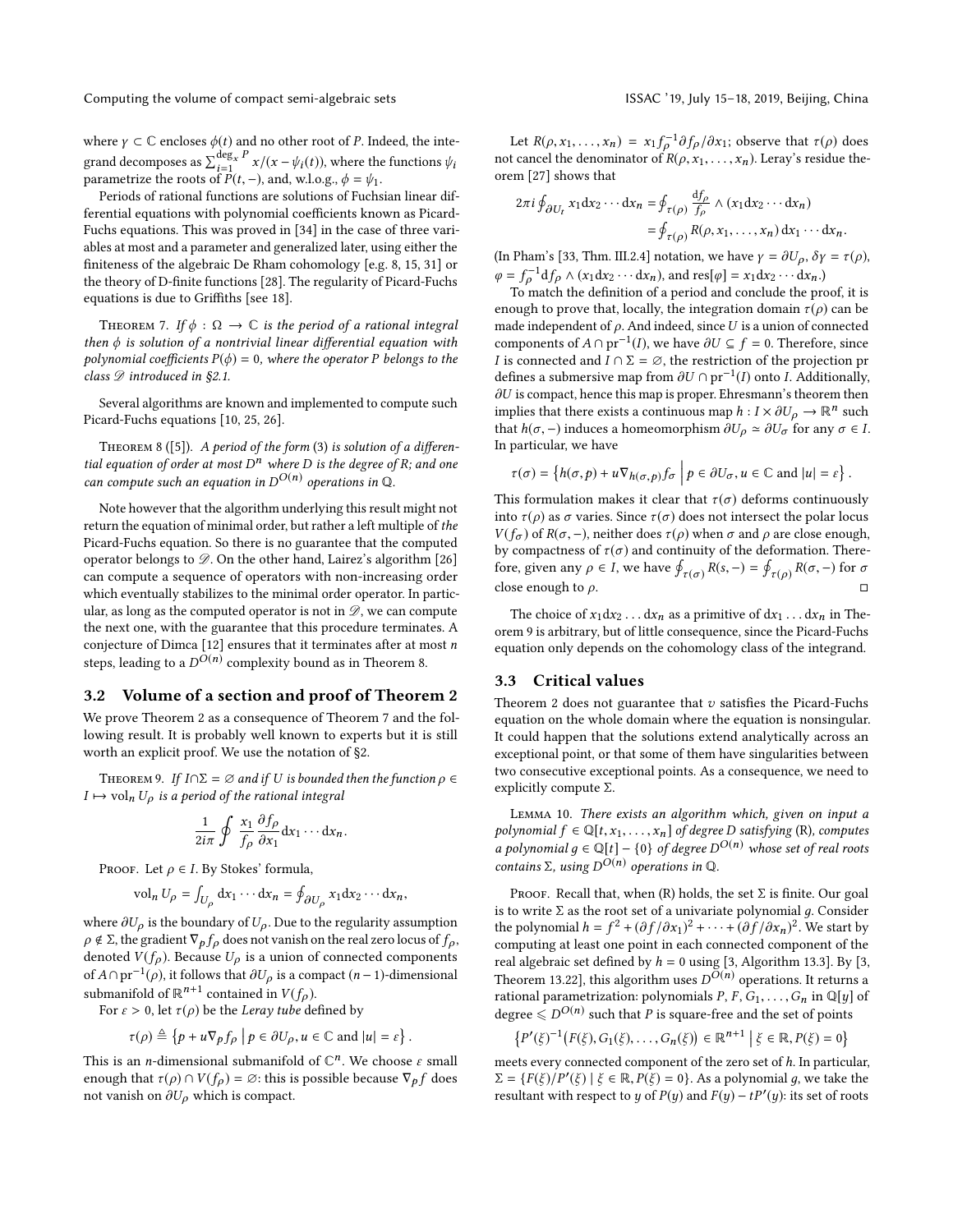where $\gamma \subset \mathbb{C}$ encloses $\phi(t)$ and no other root of $P$. Indeed, the integrand decomposes as $\sum_{i=1}^{\deg_x P} x/(x - \psi_i(t))$, where the functions $\psi_i$ parametrize the roots of $P(t, -)$, and, w.l.o.g., $\phi = \psi_1$.

Periods of rational functions are solutions of Fuchsian linear differential equations with polynomial coefficients known as Picard-Fuchs equations. This was proved in [34] in the case of three variables at most and a parameter and generalized later, using either the finiteness of the algebraic De Rham cohomology [e.g. 8, 15, 31] or the theory of D-finite functions [28]. The regularity of Picard-Fuchs equations is due to Griffiths [see 18].

Theorem 7. *If $\phi : \Omega \to \mathbb{C}$ is the period of a rational integral then $\phi$ is solution of a nontrivial linear differential equation with polynomial coefficients $P(\phi) = 0$, where the operator $P$ belongs to the class $\mathscr{D}$ introduced in §2.1.*

Several algorithms are known and implemented to compute such Picard-Fuchs equations [10, 25, 26].

Theorem 8 ([5]). *A period of the form (3) is solution of a differential equation of order at most $D^n$ where $D$ is the degree of $R$; and one can compute such an equation in $D^{O(n)}$ operations in $\mathbb{Q}$.*

Note however that the algorithm underlying this result might not return the equation of minimal order, but rather a left multiple of *the* Picard-Fuchs equation. So there is no guarantee that the computed operator belongs to $\mathscr{D}$. On the other hand, Lairez's algorithm [26] can compute a sequence of operators with non-increasing order which eventually stabilizes to the minimal order operator. In particular, as long as the computed operator is not in $\mathscr{D}$, we can compute the next one, with the guarantee that this procedure terminates. A conjecture of Dimca [12] ensures that it terminates after at most $n$ steps, leading to a $D^{O(n)}$ complexity bound as in Theorem 8.

## 3.2 Volume of a section and proof of Theorem 2

We prove Theorem 2 as a consequence of Theorem 7 and the following result. It is probably well known to experts but it is still worth an explicit proof. We use the notation of §2.

Theorem 9. *If $I \cap \Sigma = \varnothing$ and if $U$ is bounded then the function $\rho \in I \mapsto \mathrm{vol}_n U_\rho$ is a period of the rational integral*

$$\frac{1}{2i\pi} \oint \frac{x_1}{f_\rho} \frac{\partial f_\rho}{\partial x_1} \mathrm{d}x_1 \cdots \mathrm{d}x_n.$$

Proof. Let $\rho \in I$. By Stokes' formula,

$$\mathrm{vol}_n U_\rho = \int_{U_\rho} \mathrm{d}x_1 \cdots \mathrm{d}x_n = \oint_{\partial U_\rho} x_1 \mathrm{d}x_2 \cdots \mathrm{d}x_n,$$

where $\partial U_\rho$ is the boundary of $U_\rho$. Due to the regularity assumption $\rho \notin \Sigma$, the gradient $\nabla_p f_\rho$ does not vanish on the real zero locus of $f_\rho$, denoted $V(f_\rho)$. Because $U_\rho$ is a union of connected components of $A \cap \mathrm{pr}^{-1}(\rho)$, it follows that $\partial U_\rho$ is a compact $(n-1)$-dimensional submanifold of $\mathbb{R}^{n+1}$ contained in $V(f_\rho)$.

For $\varepsilon > 0$, let $\tau(\rho)$ be the *Leray tube* defined by

$$\tau(\rho) \triangleq \left\{ p + u \nabla_p f_\rho \;\middle|\; p \in \partial U_\rho, u \in \mathbb{C} \text{ and } |u| = \varepsilon \right\}.$$

This is an $n$-dimensional submanifold of $\mathbb{C}^n$. We choose $\varepsilon$ small enough that $\tau(\rho) \cap V(f_\rho) = \varnothing$: this is possible because $\nabla_p f$ does not vanish on $\partial U_\rho$ which is compact.

Let $R(\rho, x_1, \ldots, x_n) = x_1 f_\rho^{-1} \partial f_\rho / \partial x_1$; observe that $\tau(\rho)$ does not cancel the denominator of $R(\rho, x_1, \ldots, x_n)$. Leray's residue theorem [27] shows that

$$\begin{aligned} 2\pi i \oint_{\partial U_t} x_1 \mathrm{d}x_2 \cdots \mathrm{d}x_n &= \oint_{\tau(\rho)} \frac{\mathrm{d}f_\rho}{f_\rho} \wedge (x_1 \mathrm{d}x_2 \cdots \mathrm{d}x_n) \\ &= \oint_{\tau(\rho)} R(\rho, x_1, \ldots, x_n)\, \mathrm{d}x_1 \cdots \mathrm{d}x_n. \end{aligned}$$

(In Pham's [33, Thm. III.2.4] notation, we have $\gamma = \partial U_\rho$, $\delta\gamma = \tau(\rho)$, $\varphi = f_\rho^{-1} \mathrm{d}f_\rho \wedge (x_1 \mathrm{d}x_2 \cdots \mathrm{d}x_n)$, and $\mathrm{res}[\varphi] = x_1 \mathrm{d}x_2 \cdots \mathrm{d}x_n$.)

To match the definition of a period and conclude the proof, it is enough to prove that, locally, the integration domain $\tau(\rho)$ can be made independent of $\rho$. And indeed, since $U$ is a union of connected components of $A \cap \mathrm{pr}^{-1}(I)$, we have $\partial U \subseteq f = 0$. Therefore, since $I$ is connected and $I \cap \Sigma = \varnothing$, the restriction of the projection pr defines a submersive map from $\partial U \cap \mathrm{pr}^{-1}(I)$ onto $I$. Additionally, $\partial U$ is compact, hence this map is proper. Ehresmann's theorem then implies that there exists a continuous map $h : I \times \partial U_\rho \to \mathbb{R}^n$ such that $h(\sigma, -)$ induces a homeomorphism $\partial U_\rho \simeq \partial U_\sigma$ for any $\sigma \in I$. In particular, we have

$$\tau(\sigma) = \left\{ h(\sigma, p) + u \nabla_{h(\sigma,p)} f_\sigma \;\middle|\; p \in \partial U_\sigma, u \in \mathbb{C} \text{ and } |u| = \varepsilon \right\}.$$

This formulation makes it clear that $\tau(\sigma)$ deforms continuously into $\tau(\rho)$ as $\sigma$ varies. Since $\tau(\sigma)$ does not intersect the polar locus $V(f_\sigma)$ of $R(\sigma, -)$, neither does $\tau(\rho)$ when $\sigma$ and $\rho$ are close enough, by compactness of $\tau(\sigma)$ and continuity of the deformation. Therefore, given any $\rho \in I$, we have $\oint_{\tau(\sigma)} R(s, -) = \oint_{\tau(\rho)} R(\sigma, -)$ for $\sigma$ close enough to $\rho$. ∎

The choice of $x_1 \mathrm{d}x_2 \ldots \mathrm{d}x_n$ as a primitive of $\mathrm{d}x_1 \ldots \mathrm{d}x_n$ in Theorem 9 is arbitrary, but of little consequence, since the Picard-Fuchs equation only depends on the cohomology class of the integrand.

## 3.3 Critical values

Theorem 2 does not guarantee that $v$ satisfies the Picard-Fuchs equation on the whole domain where the equation is nonsingular. It could happen that the solutions extend analytically across an exceptional point, or that some of them have singularities between two consecutive exceptional points. As a consequence, we need to explicitly compute $\Sigma$.

Lemma 10. *There exists an algorithm which, given on input a polynomial $f \in \mathbb{Q}[t, x_1, \ldots, x_n]$ of degree $D$ satisfying (R), computes a polynomial $g \in \mathbb{Q}[t] - \{0\}$ of degree $D^{O(n)}$ whose set of real roots contains $\Sigma$, using $D^{O(n)}$ operations in $\mathbb{Q}$.*

Proof. Recall that, when (R) holds, the set $\Sigma$ is finite. Our goal is to write $\Sigma$ as the root set of a univariate polynomial $g$. Consider the polynomial $h = f^2 + (\partial f / \partial x_1)^2 + \cdots + (\partial f / \partial x_n)^2$. We start by computing at least one point in each connected component of the real algebraic set defined by $h = 0$ using [3, Algorithm 13.3]. By [3, Theorem 13.22], this algorithm uses $D^{O(n)}$ operations. It returns a rational parametrization: polynomials $P, F, G_1, \ldots, G_n$ in $\mathbb{Q}[y]$ of degree $\leqslant D^{O(n)}$ such that $P$ is square-free and the set of points

$$\left\{ P'(\xi)^{-1} \big( F(\xi), G_1(\xi), \ldots, G_n(\xi) \big) \in \mathbb{R}^{n+1} \;\middle|\; \xi \in \mathbb{R}, P(\xi) = 0 \right\}$$

meets every connected component of the zero set of $h$. In particular, $\Sigma = \{ F(\xi)/P'(\xi) \mid \xi \in \mathbb{R}, P(\xi) = 0 \}$. As a polynomial $g$, we take the resultant with respect to $y$ of $P(y)$ and $F(y) - tP'(y)$: its set of roots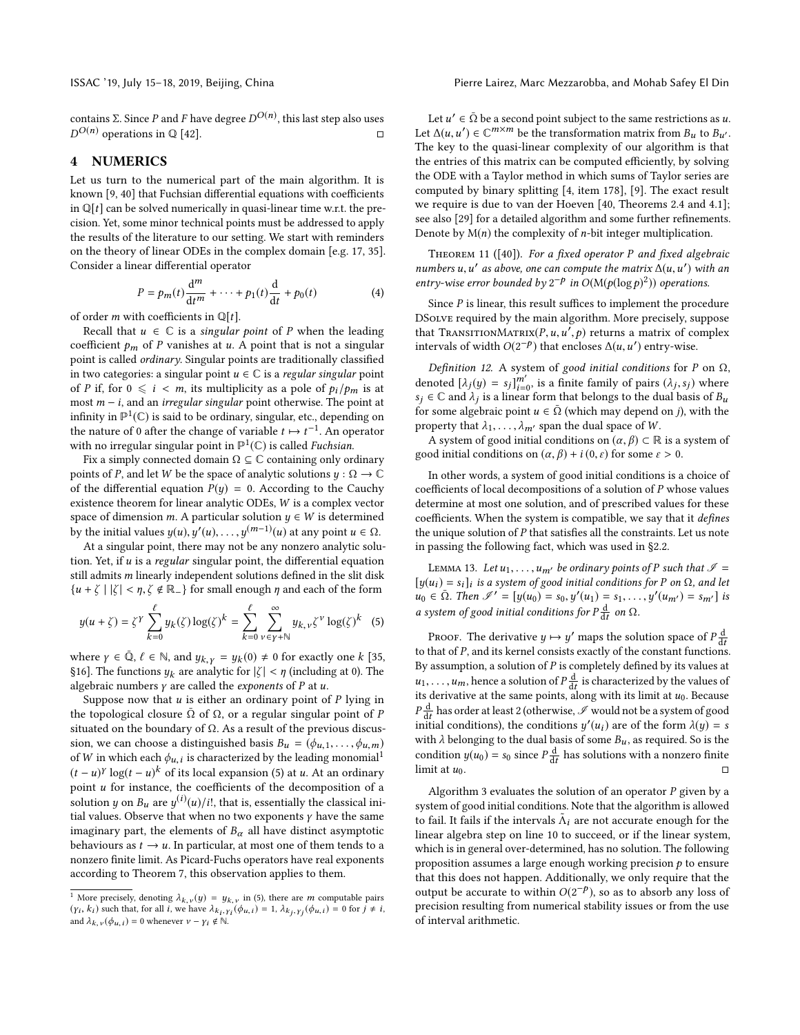contains Σ. Since $P$ and $F$ have degree $D^{O(n)}$, this last step also uses $D^{O(n)}$ operations in $\mathbb{Q}$ [42]. □

## 4 NUMERICS

Let us turn to the numerical part of the main algorithm. It is known [9, 40] that Fuchsian differential equations with coefficients in $\mathbb{Q}[t]$ can be solved numerically in quasi-linear time w.r.t. the precision. Yet, some minor technical points must be addressed to apply the results of the literature to our setting. We start with reminders on the theory of linear ODEs in the complex domain [e.g. 17, 35]. Consider a linear differential operator

$$P = p_m(t)\frac{\mathrm{d}^m}{\mathrm{d}t^m} + \cdots + p_1(t)\frac{\mathrm{d}}{\mathrm{d}t} + p_0(t) \tag{4}$$

of order $m$ with coefficients in $\mathbb{Q}[t]$.

Recall that $u \in \mathbb{C}$ is a *singular point* of $P$ when the leading coefficient $p_m$ of $P$ vanishes at $u$. A point that is not a singular point is called *ordinary*. Singular points are traditionally classified in two categories: a singular point $u \in \mathbb{C}$ is a *regular singular* point of $P$ if, for $0 \leqslant i < m$, its multiplicity as a pole of $p_i/p_m$ is at most $m - i$, and an *irregular singular* point otherwise. The point at infinity in $\mathbb{P}^1(\mathbb{C})$ is said to be ordinary, singular, etc., depending on the nature of 0 after the change of variable $t \mapsto t^{-1}$. An operator with no irregular singular point in $\mathbb{P}^1(\mathbb{C})$ is called *Fuchsian*.

Fix a simply connected domain $\Omega \subseteq \mathbb{C}$ containing only ordinary points of $P$, and let $W$ be the space of analytic solutions $y : \Omega \to \mathbb{C}$ of the differential equation $P(y) = 0$. According to the Cauchy existence theorem for linear analytic ODEs, $W$ is a complex vector space of dimension $m$. A particular solution $y \in W$ is determined by the initial values $y(u), y'(u), \dots, y^{(m-1)}(u)$ at any point $u \in \Omega$.

At a singular point, there may not be any nonzero analytic solution. Yet, if $u$ is a *regular* singular point, the differential equation still admits $m$ linearly independent solutions defined in the slit disk $\{u + \zeta \mid |\zeta| < \eta, \zeta \notin \mathbb{R}_-\}$ for small enough $\eta$ and each of the form

$$y(u+\zeta) = \zeta^\gamma \sum_{k=0}^{\ell} y_k(\zeta)\log(\zeta)^k = \sum_{k=0}^{\ell}\sum_{\nu\in\gamma+\mathbb{N}}^{\infty} y_{k,\nu}\zeta^\nu \log(\zeta)^k \tag{5}$$

where $\gamma \in \bar{\mathbb{Q}}$, $\ell \in \mathbb{N}$, and $y_{k,\gamma} = y_k(0) \neq 0$ for exactly one $k$ [35, §16]. The functions $y_k$ are analytic for $|\zeta| < \eta$ (including at 0). The algebraic numbers $\gamma$ are called the *exponents* of $P$ at $u$.

Suppose now that $u$ is either an ordinary point of $P$ lying in the topological closure $\bar{\Omega}$ of $\Omega$, or a regular singular point of $P$ situated on the boundary of $\Omega$. As a result of the previous discussion, we can choose a distinguished basis $B_u = (\phi_{u,1}, \dots, \phi_{u,m})$ of $W$ in which each $\phi_{u,i}$ is characterized by the leading monomial[1] $(t-u)^\gamma \log(t-u)^k$ of its local expansion (5) at $u$. At an ordinary point $u$ for instance, the coefficients of the decomposition of a solution $y$ on $B_u$ are $y^{(i)}(u)/i!$, that is, essentially the classical initial values. Observe that when no two exponents $\gamma$ have the same imaginary part, the elements of $B_\alpha$ all have distinct asymptotic behaviours as $t \to u$. In particular, at most one of them tends to a nonzero finite limit. As Picard-Fuchs operators have real exponents according to Theorem 7, this observation applies to them.

[1] More precisely, denoting $\lambda_{k,\nu}(y) = y_{k,\nu}$ in (5), there are $m$ computable pairs $(\gamma_i, k_i)$ such that, for all $i$, we have $\lambda_{k_i,\gamma_i}(\phi_{u,i}) = 1$, $\lambda_{k_j,\gamma_j}(\phi_{u,i}) = 0$ for $j \neq i$, and $\lambda_{k,\nu}(\phi_{u,i}) = 0$ whenever $\nu - \gamma_i \notin \mathbb{N}$.

Let $u' \in \bar{\Omega}$ be a second point subject to the same restrictions as $u$. Let $\Delta(u, u') \in \mathbb{C}^{m\times m}$ be the transformation matrix from $B_u$ to $B_{u'}$. The key to the quasi-linear complexity of our algorithm is that the entries of this matrix can be computed efficiently, by solving the ODE with a Taylor method in which sums of Taylor series are computed by binary splitting [4, item 178], [9]. The exact result we require is due to van der Hoeven [40, Theorems 2.4 and 4.1]; see also [29] for a detailed algorithm and some further refinements. Denote by $\mathrm{M}(n)$ the complexity of $n$-bit integer multiplication.

Theorem 11 ([40]). *For a fixed operator $P$ and fixed algebraic numbers $u, u'$ as above, one can compute the matrix $\Delta(u, u')$ with an entry-wise error bounded by $2^{-p}$ in $O(\mathrm{M}(p(\log p)^2))$ operations.*

Since $P$ is linear, this result suffices to implement the procedure DSolve required by the main algorithm. More precisely, suppose that TransitionMatrix$(P, u, u', p)$ returns a matrix of complex intervals of width $O(2^{-p})$ that encloses $\Delta(u, u')$ entry-wise.

*Definition 12.* A system of *good initial conditions* for $P$ on $\Omega$, denoted $[\lambda_j(y) = s_j]_{i=0}^{m'}$, is a finite family of pairs $(\lambda_j, s_j)$ where $s_j \in \mathbb{C}$ and $\lambda_j$ is a linear form that belongs to the dual basis of $B_u$ for some algebraic point $u \in \bar{\Omega}$ (which may depend on $j$), with the property that $\lambda_1, \dots, \lambda_{m'}$ span the dual space of $W$.

A system of good initial conditions on $(\alpha, \beta) \subset \mathbb{R}$ is a system of good initial conditions on $(\alpha, \beta) + i(0, \varepsilon)$ for some $\varepsilon > 0$.

In other words, a system of good initial conditions is a choice of coefficients of local decompositions of a solution of $P$ whose values determine at most one solution, and of prescribed values for these coefficients. When the system is compatible, we say that it *defines* the unique solution of $P$ that satisfies all the constraints. Let us note in passing the following fact, which was used in §2.2.

Lemma 13. *Let $u_1, \dots, u_{m'}$ be ordinary points of $P$ such that $\mathscr{I} = [y(u_i) = s_i]_i$ is a system of good initial conditions for $P$ on $\Omega$, and let $u_0 \in \bar{\Omega}$. Then $\mathscr{I}' = [y(u_0) = s_0, y'(u_1) = s_1, \dots, y'(u_{m'}) = s_{m'}]$ is a system of good initial conditions for $P\frac{\mathrm{d}}{\mathrm{d}t}$ on $\Omega$.*

Proof. The derivative $y \mapsto y'$ maps the solution space of $P\frac{\mathrm{d}}{\mathrm{d}t}$ to that of $P$, and its kernel consists exactly of the constant functions. By assumption, a solution of $P$ is completely defined by its values at $u_1, \dots, u_m$, hence a solution of $P\frac{\mathrm{d}}{\mathrm{d}t}$ is characterized by the values of its derivative at the same points, along with its limit at $u_0$. Because $P\frac{\mathrm{d}}{\mathrm{d}t}$ has order at least 2 (otherwise, $\mathscr{I}$ would not be a system of good initial conditions), the conditions $y'(u_i)$ are of the form $\lambda(y) = s$ with $\lambda$ belonging to the dual basis of some $B_u$, as required. So is the condition $y(u_0) = s_0$ since $P\frac{\mathrm{d}}{\mathrm{d}t}$ has solutions with a nonzero finite limit at $u_0$. □

Algorithm 3 evaluates the solution of an operator $P$ given by a system of good initial conditions. Note that the algorithm is allowed to fail. It fails if the intervals $\tilde{\Lambda}_i$ are not accurate enough for the linear algebra step on line 10 to succeed, or if the linear system, which is in general over-determined, has no solution. The following proposition assumes a large enough working precision $p$ to ensure that this does not happen. Additionally, we only require that the output be accurate to within $O(2^{-p})$, so as to absorb any loss of precision resulting from numerical stability issues or from the use of interval arithmetic.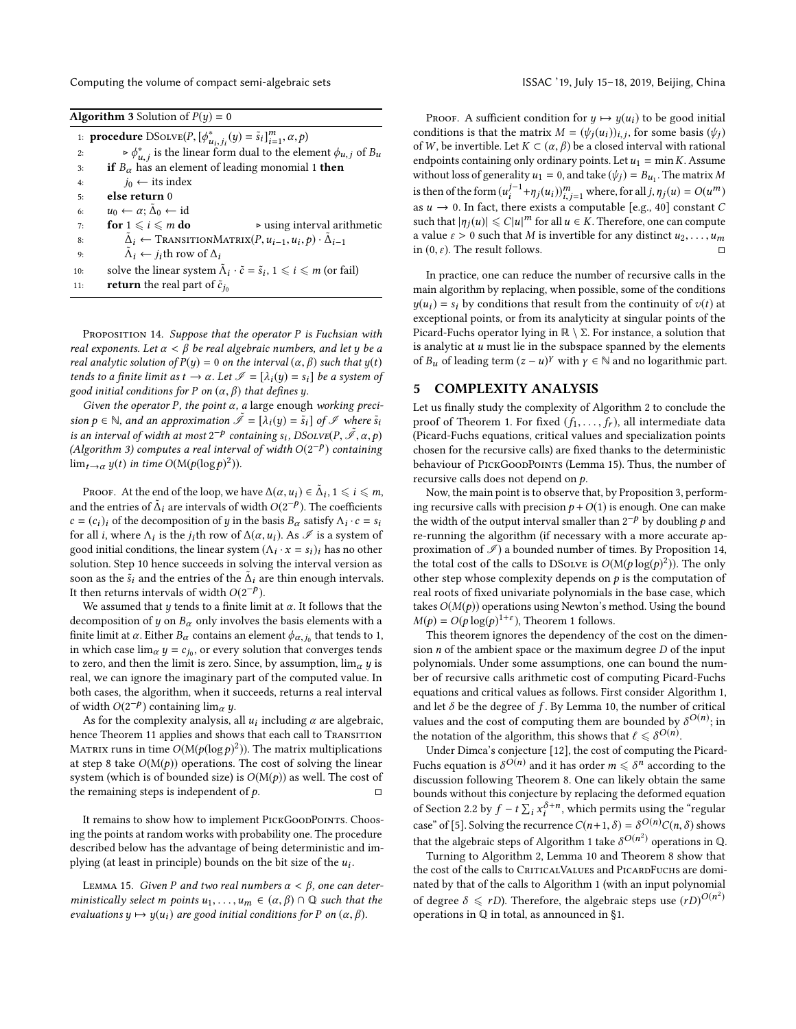**Algorithm 3** Solution of $P(y) = 0$

```
1: procedure DSolve(P, [φ*_{u_i,j_i}(y) = s̃_i]_{i=1}^m, α, p)
2:     ▷ φ*_{u,j} is the linear form dual to the element φ_{u,j} of B_u
3:     if B_α has an element of leading monomial 1 then
4:         j_0 ← its index
5:     else return 0
6:     u_0 ← α; Δ̃_0 ← id
7:     for 1 ⩽ i ⩽ m do                      ▷ using interval arithmetic
8:         Δ̃_i ← TransitionMatrix(P, u_{i−1}, u_i, p) · Δ̃_{i−1}
9:         Λ̃_i ← j_ith row of Δ_i
10:    solve the linear system Λ̃_i · c̃ = s̃_i, 1 ⩽ i ⩽ m (or fail)
11:    return the real part of c̃_{j_0}
```

Proposition 14. *Suppose that the operator $P$ is Fuchsian with real exponents. Let $\alpha < \beta$ be real algebraic numbers, and let $y$ be a real analytic solution of $P(y) = 0$ on the interval $(\alpha, \beta)$ such that $y(t)$ tends to a finite limit as $t \to \alpha$. Let $\mathscr{I} = [\lambda_i(y) = s_i]$ be a system of good initial conditions for $P$ on $(\alpha, \beta)$ that defines $y$.*

*Given the operator $P$, the point $\alpha$, a large enough working precision $p \in \mathbb{N}$, and an approximation $\tilde{\mathscr{I}} = [\lambda_i(y) = \tilde{s}_i]$ of $\mathscr{I}$ where $\tilde{s}_i$ is an interval of width at most $2^{-p}$ containing $s_i$, DSolve$(P, \tilde{\mathscr{I}}, \alpha, p)$ (Algorithm 3) computes a real interval of width $O(2^{-p})$ containing $\lim_{t \to \alpha} y(t)$ in time $O(\mathsf{M}(p(\log p)^2))$.*

Proof. At the end of the loop, we have $\Delta(\alpha, u_i) \in \tilde{\Delta}_i$, $1 \leqslant i \leqslant m$, and the entries of $\tilde{\Lambda}_i$ are intervals of width $O(2^{-p})$. The coefficients $c = (c_i)_i$ of the decomposition of $y$ in the basis $B_\alpha$ satisfy $\Lambda_i \cdot c = s_i$ for all $i$, where $\Lambda_i$ is the $j_i$th row of $\Delta(\alpha, u_i)$. As $\mathscr{I}$ is a system of good initial conditions, the linear system $(\Lambda_i \cdot x = s_i)_i$ has no other solution. Step 10 hence succeeds in solving the interval version as soon as the $\tilde{s}_i$ and the entries of the $\tilde{\Delta}_i$ are thin enough intervals. It then returns intervals of width $O(2^{-p})$.

We assumed that $y$ tends to a finite limit at $\alpha$. It follows that the decomposition of $y$ on $B_\alpha$ only involves the basis elements with a finite limit at $\alpha$. Either $B_\alpha$ contains an element $\phi_{\alpha, j_0}$ that tends to 1, in which case $\lim_\alpha y = c_{j_0}$, or every solution that converges tends to zero, and then the limit is zero. Since, by assumption, $\lim_\alpha y$ is real, we can ignore the imaginary part of the computed value. In both cases, the algorithm, when it succeeds, returns a real interval of width $O(2^{-p})$ containing $\lim_\alpha y$.

As for the complexity analysis, all $u_i$ including $\alpha$ are algebraic, hence Theorem 11 applies and shows that each call to TransitionMatrix runs in time $O(\mathsf{M}(p(\log p)^2))$. The matrix multiplications at step 8 take $O(\mathsf{M}(p))$ operations. The cost of solving the linear system (which is of bounded size) is $O(\mathsf{M}(p))$ as well. The cost of the remaining steps is independent of $p$. □

It remains to show how to implement PickGoodPoints. Choosing the points at random works with probability one. The procedure described below has the advantage of being deterministic and implying (at least in principle) bounds on the bit size of the $u_i$.

Lemma 15. *Given $P$ and two real numbers $\alpha < \beta$, one can deterministically select $m$ points $u_1, \ldots, u_m \in (\alpha, \beta) \cap \mathbb{Q}$ such that the evaluations $y \mapsto y(u_i)$ are good initial conditions for $P$ on $(\alpha, \beta)$.*

Proof. A sufficient condition for $y \mapsto y(u_i)$ to be good initial conditions is that the matrix $M = (\psi_j(u_i))_{i,j}$, for some basis $(\psi_j)$ of $W$, be invertible. Let $K \subset (\alpha, \beta)$ be a closed interval with rational endpoints containing only ordinary points. Let $u_1 = \min K$. Assume without loss of generality $u_1 = 0$, and take $(\psi_j) = B_{u_1}$. The matrix $M$ is then of the form $(u_i^{j-1} + \eta_j(u_i))_{i,j=1}^m$ where, for all $j$, $\eta_j(u) = O(u^m)$ as $u \to 0$. In fact, there exists a computable [e.g., 40] constant $C$ such that $|\eta_j(u)| \leqslant C|u|^m$ for all $u \in K$. Therefore, one can compute a value $\varepsilon > 0$ such that $M$ is invertible for any distinct $u_2, \ldots, u_m$ in $(0, \varepsilon)$. The result follows. □

In practice, one can reduce the number of recursive calls in the main algorithm by replacing, when possible, some of the conditions $y(u_i) = s_i$ by conditions that result from the continuity of $v(t)$ at exceptional points, or from its analyticity at singular points of the Picard-Fuchs operator lying in $\mathbb{R} \setminus \Sigma$. For instance, a solution that is analytic at $u$ must lie in the subspace spanned by the elements of $B_u$ of leading term $(z-u)^\gamma$ with $\gamma \in \mathbb{N}$ and no logarithmic part.

## 5 COMPLEXITY ANALYSIS

Let us finally study the complexity of Algorithm 2 to conclude the proof of Theorem 1. For fixed $(f_1, \ldots, f_r)$, all intermediate data (Picard-Fuchs equations, critical values and specialization points chosen for the recursive calls) are fixed thanks to the deterministic behaviour of PickGoodPoints (Lemma 15). Thus, the number of recursive calls does not depend on $p$.

Now, the main point is to observe that, by Proposition 3, performing recursive calls with precision $p + O(1)$ is enough. One can make the width of the output interval smaller than $2^{-p}$ by doubling $p$ and re-running the algorithm (if necessary with a more accurate approximation of $\mathscr{I}$) a bounded number of times. By Proposition 14, the total cost of the calls to DSolve is $O(\mathsf{M}(p\log(p)^2))$. The only other step whose complexity depends on $p$ is the computation of real roots of fixed univariate polynomials in the base case, which takes $O(M(p))$ operations using Newton's method. Using the bound $M(p) = O(p\log(p)^{1+\varepsilon})$, Theorem 1 follows.

This theorem ignores the dependency of the cost on the dimension $n$ of the ambient space or the maximum degree $D$ of the input polynomials. Under some assumptions, one can bound the number of recursive calls arithmetic cost of computing Picard-Fuchs equations and critical values as follows. First consider Algorithm 1, and let $\delta$ be the degree of $f$. By Lemma 10, the number of critical values and the cost of computing them are bounded by $\delta^{O(n)}$; in the notation of the algorithm, this shows that $\ell \leqslant \delta^{O(n)}$.

Under Dimca's conjecture [12], the cost of computing the Picard-Fuchs equation is $\delta^{O(n)}$ and it has order $m \leqslant \delta^n$ according to the discussion following Theorem 8. One can likely obtain the same bounds without this conjecture by replacing the deformed equation of Section 2.2 by $f - t\sum_i x_i^{\delta+n}$, which permits using the "regular case" of [5]. Solving the recurrence $C(n+1, \delta) = \delta^{O(n)}C(n, \delta)$ shows that the algebraic steps of Algorithm 1 take $\delta^{O(n^2)}$ operations in $\mathbb{Q}$.

Turning to Algorithm 2, Lemma 10 and Theorem 8 show that the cost of the calls to CriticalValues and PicardFuchs are dominated by that of the calls to Algorithm 1 (with an input polynomial of degree $\delta \leqslant rD$). Therefore, the algebraic steps use $(rD)^{O(n^2)}$ operations in $\mathbb{Q}$ in total, as announced in §1.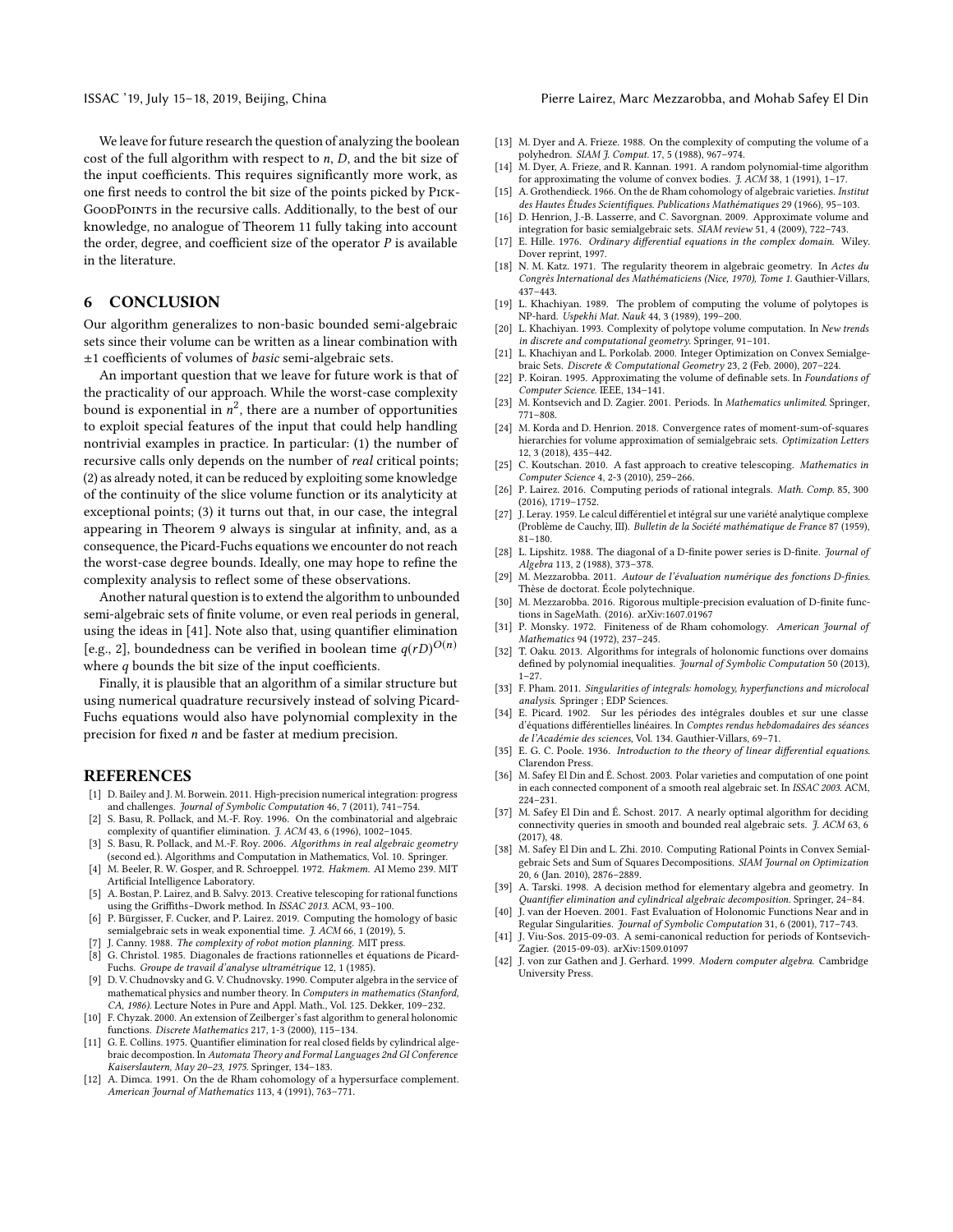We leave for future research the question of analyzing the boolean cost of the full algorithm with respect to $n$, $D$, and the bit size of the input coefficients. This requires significantly more work, as one first needs to control the bit size of the points picked by PickGoodPoints in the recursive calls. Additionally, to the best of our knowledge, no analogue of Theorem 11 fully taking into account the order, degree, and coefficient size of the operator $P$ is available in the literature.

## 6 CONCLUSION

Our algorithm generalizes to non-basic bounded semi-algebraic sets since their volume can be written as a linear combination with $\pm 1$ coefficients of volumes of *basic* semi-algebraic sets.

An important question that we leave for future work is that of the practicality of our approach. While the worst-case complexity bound is exponential in $n^2$, there are a number of opportunities to exploit special features of the input that could help handling nontrivial examples in practice. In particular: (1) the number of recursive calls only depends on the number of *real* critical points; (2) as already noted, it can be reduced by exploiting some knowledge of the continuity of the slice volume function or its analyticity at exceptional points; (3) it turns out that, in our case, the integral appearing in Theorem 9 always is singular at infinity, and, as a consequence, the Picard-Fuchs equations we encounter do not reach the worst-case degree bounds. Ideally, one may hope to refine the complexity analysis to reflect some of these observations.

Another natural question is to extend the algorithm to unbounded semi-algebraic sets of finite volume, or even real periods in general, using the ideas in [41]. Note also that, using quantifier elimination [e.g., 2], boundedness can be verified in boolean time $q(rD)^{O(n)}$ where $q$ bounds the bit size of the input coefficients.

Finally, it is plausible that an algorithm of a similar structure but using numerical quadrature recursively instead of solving Picard-Fuchs equations would also have polynomial complexity in the precision for fixed $n$ and be faster at medium precision.

## REFERENCES

[1] D. Bailey and J. M. Borwein. 2011. High-precision numerical integration: progress and challenges. *Journal of Symbolic Computation* 46, 7 (2011), 741–754.

[2] S. Basu, R. Pollack, and M.-F. Roy. 1996. On the combinatorial and algebraic complexity of quantifier elimination. *J. ACM* 43, 6 (1996), 1002–1045.

[3] S. Basu, R. Pollack, and M.-F. Roy. 2006. *Algorithms in real algebraic geometry* (second ed.). Algorithms and Computation in Mathematics, Vol. 10. Springer.

[4] M. Beeler, R. W. Gosper, and R. Schroeppel. 1972. *Hakmem*. AI Memo 239. MIT Artificial Intelligence Laboratory.

[5] A. Bostan, P. Lairez, and B. Salvy. 2013. Creative telescoping for rational functions using the Griffiths–Dwork method. In *ISSAC 2013*. ACM, 93–100.

[6] P. Bürgisser, F. Cucker, and P. Lairez. 2019. Computing the homology of basic semialgebraic sets in weak exponential time. *J. ACM* 66, 1 (2019), 5.

[7] J. Canny. 1988. *The complexity of robot motion planning*. MIT press.

[8] G. Christol. 1985. Diagonales de fractions rationnelles et équations de Picard-Fuchs. *Groupe de travail d'analyse ultramétrique* 12, 1 (1985).

[9] D. V. Chudnovsky and G. V. Chudnovsky. 1990. Computer algebra in the service of mathematical physics and number theory. In *Computers in mathematics (Stanford, CA, 1986)*. Lecture Notes in Pure and Appl. Math., Vol. 125. Dekker, 109–232.

[10] F. Chyzak. 2000. An extension of Zeilberger's fast algorithm to general holonomic functions. *Discrete Mathematics* 217, 1-3 (2000), 115–134.

[11] G. E. Collins. 1975. Quantifier elimination for real closed fields by cylindrical algebraic decompostion. In *Automata Theory and Formal Languages 2nd GI Conference Kaiserslautern, May 20–23, 1975*. Springer, 134–183.

[12] A. Dimca. 1991. On the de Rham cohomology of a hypersurface complement. *American Journal of Mathematics* 113, 4 (1991), 763–771.

[13] M. Dyer and A. Frieze. 1988. On the complexity of computing the volume of a polyhedron. *SIAM J. Comput.* 17, 5 (1988), 967–974.

[14] M. Dyer, A. Frieze, and R. Kannan. 1991. A random polynomial-time algorithm for approximating the volume of convex bodies. *J. ACM* 38, 1 (1991), 1–17.

[15] A. Grothendieck. 1966. On the de Rham cohomology of algebraic varieties. *Institut des Hautes Études Scientifiques. Publications Mathématiques* 29 (1966), 95–103.

[16] D. Henrion, J.-B. Lasserre, and C. Savorgnan. 2009. Approximate volume and integration for basic semialgebraic sets. *SIAM review* 51, 4 (2009), 722–743.

[17] E. Hille. 1976. *Ordinary differential equations in the complex domain*. Wiley. Dover reprint, 1997.

[18] N. M. Katz. 1971. The regularity theorem in algebraic geometry. In *Actes du Congrès International des Mathématiciens (Nice, 1970), Tome 1*. Gauthier-Villars, 437–443.

[19] L. Khachiyan. 1989. The problem of computing the volume of polytopes is NP-hard. *Uspekhi Mat. Nauk* 44, 3 (1989), 199–200.

[20] L. Khachiyan. 1993. Complexity of polytope volume computation. In *New trends in discrete and computational geometry*. Springer, 91–101.

[21] L. Khachiyan and L. Porkolab. 2000. Integer Optimization on Convex Semialgebraic Sets. *Discrete & Computational Geometry* 23, 2 (Feb. 2000), 207–224.

[22] P. Koiran. 1995. Approximating the volume of definable sets. In *Foundations of Computer Science*. IEEE, 134–141.

[23] M. Kontsevich and D. Zagier. 2001. Periods. In *Mathematics unlimited*. Springer, 771–808.

[24] M. Korda and D. Henrion. 2018. Convergence rates of moment-sum-of-squares hierarchies for volume approximation of semialgebraic sets. *Optimization Letters* 12, 3 (2018), 435–442.

[25] C. Koutschan. 2010. A fast approach to creative telescoping. *Mathematics in Computer Science* 4, 2-3 (2010), 259–266.

[26] P. Lairez. 2016. Computing periods of rational integrals. *Math. Comp.* 85, 300 (2016), 1719–1752.

[27] J. Leray. 1959. Le calcul différentiel et intégral sur une variété analytique complexe (Problème de Cauchy, III). *Bulletin de la Société mathématique de France* 87 (1959), 81–180.

[28] L. Lipshitz. 1988. The diagonal of a D-finite power series is D-finite. *Journal of Algebra* 113, 2 (1988), 373–378.

[29] M. Mezzarobba. 2011. *Autour de l'évaluation numérique des fonctions D-finies*. Thèse de doctorat. École polytechnique.

[30] M. Mezzarobba. 2016. Rigorous multiple-precision evaluation of D-finite functions in SageMath. (2016). arXiv:1607.01967

[31] P. Monsky. 1972. Finiteness of de Rham cohomology. *American Journal of Mathematics* 94 (1972), 237–245.

[32] T. Oaku. 2013. Algorithms for integrals of holonomic functions over domains defined by polynomial inequalities. *Journal of Symbolic Computation* 50 (2013), 1–27.

[33] F. Pham. 2011. *Singularities of integrals: homology, hyperfunctions and microlocal analysis*. Springer ; EDP Sciences.

[34] E. Picard. 1902. Sur les périodes des intégrales doubles et sur une classe d'équations différentielles linéaires. In *Comptes rendus hebdomadaires des séances de l'Académie des sciences*, Vol. 134. Gauthier-Villars, 69–71.

[35] E. G. C. Poole. 1936. *Introduction to the theory of linear differential equations*. Clarendon Press.

[36] M. Safey El Din and É. Schost. 2003. Polar varieties and computation of one point in each connected component of a smooth real algebraic set. In *ISSAC 2003*. ACM, 224–231.

[37] M. Safey El Din and É. Schost. 2017. A nearly optimal algorithm for deciding connectivity queries in smooth and bounded real algebraic sets. *J. ACM* 63, 6 (2017), 48.

[38] M. Safey El Din and L. Zhi. 2010. Computing Rational Points in Convex Semialgebraic Sets and Sum of Squares Decompositions. *SIAM Journal on Optimization* 20, 6 (Jan. 2010), 2876–2889.

[39] A. Tarski. 1998. A decision method for elementary algebra and geometry. In *Quantifier elimination and cylindrical algebraic decomposition*. Springer, 24–84.

[40] J. van der Hoeven. 2001. Fast Evaluation of Holonomic Functions Near and in Regular Singularities. *Journal of Symbolic Computation* 31, 6 (2001), 717–743.

[41] J. Viu-Sos. 2015-09-03. A semi-canonical reduction for periods of Kontsevich-Zagier. (2015-09-03). arXiv:1509.01097

[42] J. von zur Gathen and J. Gerhard. 1999. *Modern computer algebra*. Cambridge University Press.